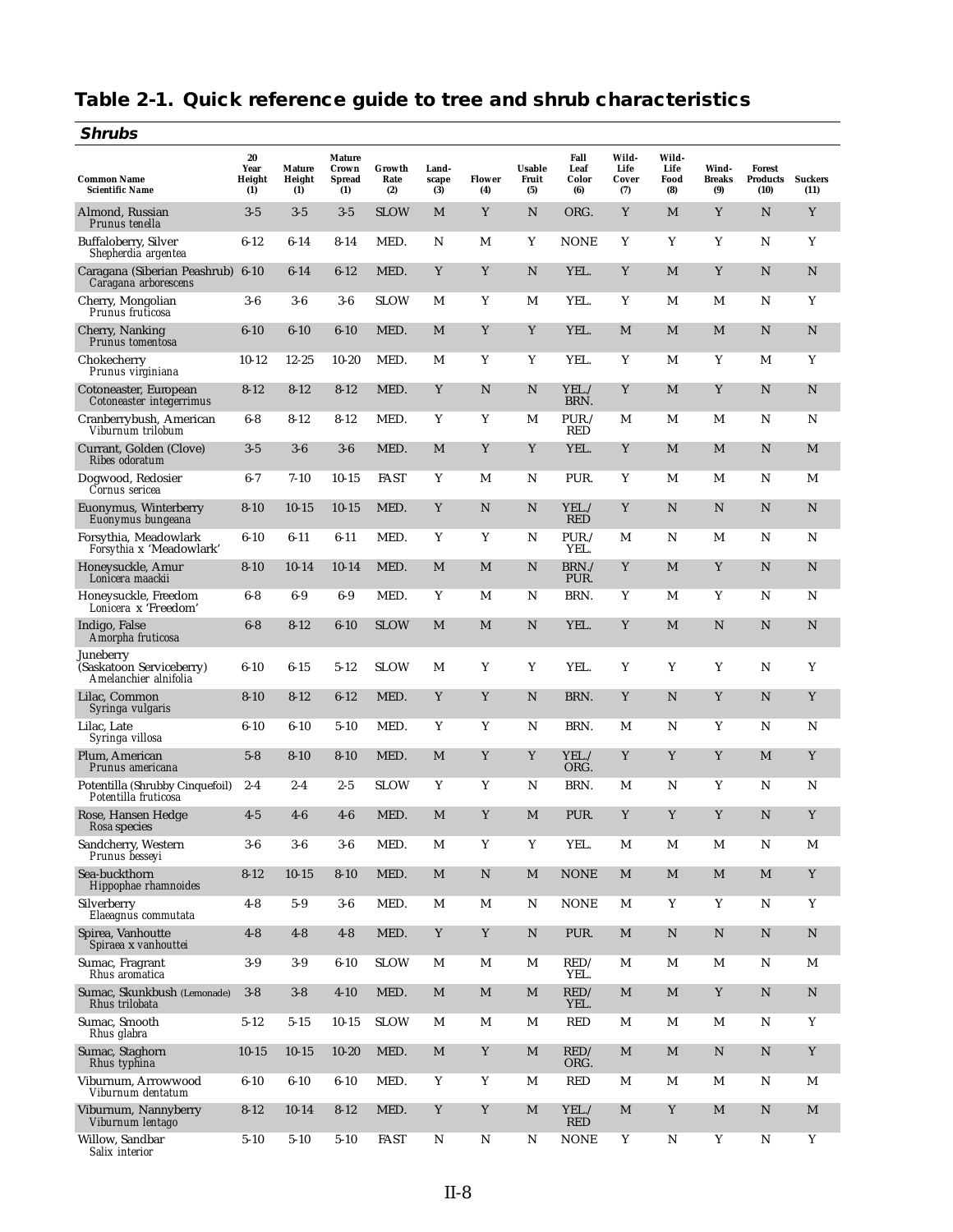## Table 2-1. Quick reference guide to tree and shrub characteristics

### Shrubs

| Common Name *Scientific Name* | 20 Year Height (1) | Mature Height (1) | Mature Crown Spread (1) | Growth Rate (2) | Land-scape (3) | Flower (4) | Usable Fruit (5) | Fall Leaf Color (6) | Wild-Life Cover (7) | Wild-Life Food (8) | Wind-Breaks (9) | Forest Products (10) | Suckers (11) |
|---|---|---|---|---|---|---|---|---|---|---|---|---|---|
| Almond, Russian *Prunus tenella* | 3-5 | 3-5 | 3-5 | SLOW | M | Y | N | ORG. | Y | M | Y | N | Y |
| Buffaloberry, Silver *Shepherdia argentea* | 6-12 | 6-14 | 8-14 | MED. | N | M | Y | NONE | Y | Y | Y | N | Y |
| Caragana (Siberian Peashrub) *Caragana arborescens* | 6-10 | 6-14 | 6-12 | MED. | Y | Y | N | YEL. | Y | M | Y | N | N |
| Cherry, Mongolian *Prunus fruticosa* | 3-6 | 3-6 | 3-6 | SLOW | M | Y | M | YEL. | Y | M | M | N | Y |
| Cherry, Nanking *Prunus tomentosa* | 6-10 | 6-10 | 6-10 | MED. | M | Y | Y | YEL. | M | M | M | N | N |
| Chokecherry *Prunus virginiana* | 10-12 | 12-25 | 10-20 | MED. | M | Y | Y | YEL. | Y | M | Y | M | Y |
| Cotoneaster, European *Cotoneaster integerrimus* | 8-12 | 8-12 | 8-12 | MED. | Y | N | N | YEL./ BRN. | Y | M | Y | N | N |
| Cranberrybush, American *Viburnum trilobum* | 6-8 | 8-12 | 8-12 | MED. | Y | Y | M | PUR./ RED | M | M | M | N | N |
| Currant, Golden (Clove) *Ribes odoratum* | 3-5 | 3-6 | 3-6 | MED. | M | Y | Y | YEL. | Y | M | M | N | M |
| Dogwood, Redosier *Cornus sericea* | 6-7 | 7-10 | 10-15 | FAST | Y | M | N | PUR. | Y | M | M | N | M |
| Euonymus, Winterberry *Euonymus bungeana* | 8-10 | 10-15 | 10-15 | MED. | Y | N | N | YEL./ RED | Y | N | N | N | N |
| Forsythia, Meadowlark *Forsythia x 'Meadowlark'* | 6-10 | 6-11 | 6-11 | MED. | Y | Y | N | PUR./ YEL. | M | N | M | N | N |
| Honeysuckle, Amur *Lonicera maackii* | 8-10 | 10-14 | 10-14 | MED. | M | M | N | BRN./ PUR. | Y | M | Y | N | N |
| Honeysuckle, Freedom *Lonicera x 'Freedom'* | 6-8 | 6-9 | 6-9 | MED. | Y | M | N | BRN. | Y | M | Y | N | N |
| Indigo, False *Amorpha fruticosa* | 6-8 | 8-12 | 6-10 | SLOW | M | M | N | YEL. | Y | M | N | N | N |
| Juneberry (Saskatoon Serviceberry) *Amelanchier alnifolia* | 6-10 | 6-15 | 5-12 | SLOW | M | Y | Y | YEL. | Y | Y | Y | N | Y |
| Lilac, Common *Syringa vulgaris* | 8-10 | 8-12 | 6-12 | MED. | Y | Y | N | BRN. | Y | N | Y | N | Y |
| Lilac, Late *Syringa villosa* | 6-10 | 6-10 | 5-10 | MED. | Y | Y | N | BRN. | M | N | Y | N | N |
| Plum, American *Prunus americana* | 5-8 | 8-10 | 8-10 | MED. | M | Y | Y | YEL./ ORG. | Y | Y | Y | M | Y |
| Potentilla (Shrubby Cinquefoil) *Potentilla fruticosa* | 2-4 | 2-4 | 2-5 | SLOW | Y | Y | N | BRN. | M | N | Y | N | N |
| Rose, Hansen Hedge *Rosa species* | 4-5 | 4-6 | 4-6 | MED. | M | Y | M | PUR. | Y | Y | Y | N | Y |
| Sandcherry, Western *Prunus besseyi* | 3-6 | 3-6 | 3-6 | MED. | M | Y | Y | YEL. | M | M | M | N | M |
| Sea-buckthorn *Hippophae rhamnoides* | 8-12 | 10-15 | 8-10 | MED. | M | N | M | NONE | M | M | M | M | Y |
| Silverberry *Elaeagnus commutata* | 4-8 | 5-9 | 3-6 | MED. | M | M | N | NONE | M | Y | Y | N | Y |
| Spirea, Vanhoutte *Spiraea x vanhouttei* | 4-8 | 4-8 | 4-8 | MED. | Y | Y | N | PUR. | M | N | N | N | N |
| Sumac, Fragrant *Rhus aromatica* | 3-9 | 3-9 | 6-10 | SLOW | M | M | M | RED/ YEL. | M | M | M | N | M |
| Sumac, Skunkbush (Lemonade) *Rhus trilobata* | 3-8 | 3-8 | 4-10 | MED. | M | M | M | RED/ YEL. | M | M | Y | N | N |
| Sumac, Smooth *Rhus glabra* | 5-12 | 5-15 | 10-15 | SLOW | M | M | M | RED | M | M | M | N | Y |
| Sumac, Staghorn *Rhus typhina* | 10-15 | 10-15 | 10-20 | MED. | M | Y | M | RED/ ORG. | M | M | N | N | Y |
| Viburnum, Arrowwood *Viburnum dentatum* | 6-10 | 6-10 | 6-10 | MED. | Y | Y | M | RED | M | M | M | N | M |
| Viburnum, Nannyberry *Viburnum lentago* | 8-12 | 10-14 | 8-12 | MED. | Y | Y | M | YEL./ RED | M | Y | M | N | M |
| Willow, Sandbar *Salix interior* | 5-10 | 5-10 | 5-10 | FAST | N | N | N | NONE | Y | N | Y | N | Y |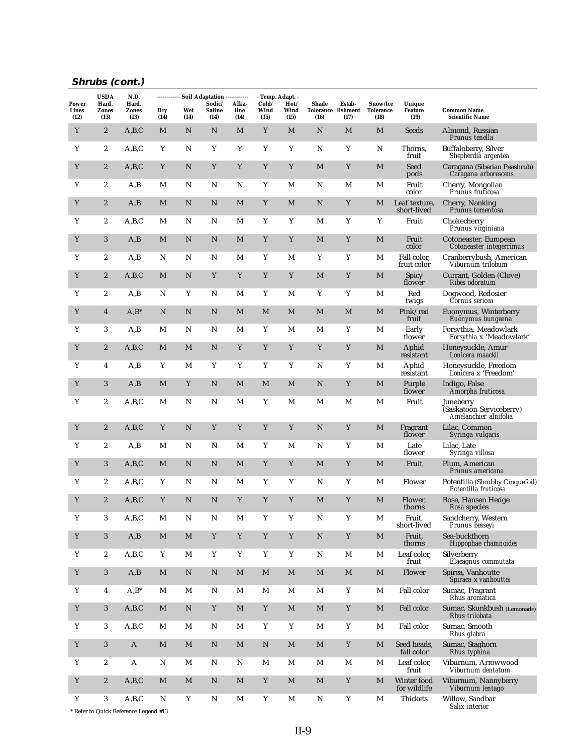## Shrubs (cont.)

| Power Lines (12) | USDA Hard. Zones (13) | N.D. Hard. Zones (13) | Soil Adaptation: Dry (14) | Soil Adaptation: Wet (14) | Soil Adaptation: Sodic/ Saline (14) | Soil Adaptation: Alka- line (14) | Temp. Adapt.: Cold/ Wind (15) | Temp. Adapt.: Hot/ Wind (15) | Shade Tolerance (16) | Estab- lishment (17) | Snow/Ice Tolerance (18) | Unique Feature (19) | Common Name Scientific Name |
|---|---|---|---|---|---|---|---|---|---|---|---|---|---|
| Y | 2 | A,B,C | M | N | N | M | Y | M | N | M | M | Seeds | Almond, Russian *Prunus tenella* |
| Y | 2 | A,B,C | Y | N | Y | Y | Y | Y | N | Y | N | Thorns, fruit | Buffaloberry, Silver *Shepherdia argentea* |
| Y | 2 | A,B,C | Y | N | Y | Y | Y | Y | M | Y | M | Seed pods | Caragana (Siberian Peashrub) *Caragana arborescens* |
| Y | 2 | A,B | M | N | N | N | Y | M | N | M | M | Fruit color | Cherry, Mongolian *Prunus fruticosa* |
| Y | 2 | A,B | M | N | N | M | Y | M | N | Y | M | Leaf texture, short-lived | Cherry, Nanking *Prunus tomentosa* |
| Y | 2 | A,B,C | M | N | N | M | Y | Y | M | Y | Y | Fruit | Chokecherry *Prunus virginiana* |
| Y | 3 | A,B | M | N | N | M | Y | Y | M | Y | M | Fruit color | Cotoneaster, European *Cotoneaster integerrimus* |
| Y | 2 | A,B | N | N | N | M | Y | M | Y | Y | M | Fall color, fruit color | Cranberrybush, American *Viburnum trilobum* |
| Y | 2 | A,B,C | M | N | Y | Y | Y | Y | M | Y | M | Spicy flower | Currant, Golden (Clove) *Ribes odoratum* |
| Y | 2 | A,B | N | Y | N | M | Y | M | Y | Y | M | Red twigs | Dogwood, Redosier *Cornus sericea* |
| Y | 4 | A,B* | N | N | N | M | M | M | M | M | M | Pink/red fruit | Euonymus, Winterberry *Euonymus bungeana* |
| Y | 3 | A,B | M | N | N | M | Y | M | M | Y | M | Early flower | Forsythia, Meadowlark *Forsythia x 'Meadowlark'* |
| Y | 2 | A,B,C | M | M | N | Y | Y | Y | Y | Y | M | Aphid resistant | Honeysuckle, Amur *Lonicera maackii* |
| Y | 4 | A,B | Y | M | Y | Y | Y | Y | N | Y | M | Aphid resistant | Honeysuckle, Freedom *Lonicera x 'Freedom'* |
| Y | 3 | A,B | M | Y | N | M | M | M | N | Y | M | Purple flower | Indigo, False *Amorpha fruticosa* |
| Y | 2 | A,B,C | M | N | N | M | Y | M | M | M | M | Fruit | Juneberry (Saskatoon Serviceberry) *Amelanchier alnifolia* |
| Y | 2 | A,B,C | Y | N | Y | Y | Y | Y | N | Y | M | Fragrant flower | Lilac, Common *Syringa vulgaris* |
| Y | 2 | A,B | M | N | N | M | Y | M | N | Y | M | Late flower | Lilac, Late *Syringa villosa* |
| Y | 3 | A,B,C | M | N | N | M | Y | Y | M | Y | M | Fruit | Plum, American *Prunus americana* |
| Y | 2 | A,B,C | Y | N | N | M | Y | Y | N | Y | M | Flower | Potentilla (Shrubby Cinquefoil) *Potentilla fruticosa* |
| Y | 2 | A,B,C | Y | N | N | Y | Y | Y | M | Y | M | Flower, thorns | Rose, Hansen Hedge *Rosa species* |
| Y | 3 | A,B,C | M | N | N | M | Y | Y | N | Y | M | Fruit, short-lived | Sandcherry, Western *Prunus besseyi* |
| Y | 3 | A,B | M | M | Y | Y | Y | Y | N | Y | M | Fruit, thorns | Sea-buckthorn *Hippophae rhamnoides* |
| Y | 2 | A,B,C | Y | M | Y | Y | Y | Y | N | M | M | Leaf color, fruit | Silverberry *Elaeagnus commutata* |
| Y | 3 | A,B | M | N | N | M | M | M | M | M | M | Flower | Spirea, Vanhoutte *Spiraea x vanhouttei* |
| Y | 4 | A,B* | M | M | N | M | M | M | M | Y | M | Fall color | Sumac, Fragrant *Rhus aromatica* |
| Y | 3 | A,B,C | M | N | Y | M | Y | M | M | Y | M | Fall color | Sumac, Skunkbush (Lemonade) *Rhus trilobata* |
| Y | 3 | A,B,C | M | M | N | M | Y | Y | M | Y | M | Fall color | Sumac, Smooth *Rhus glabra* |
| Y | 3 | A | M | M | N | M | N | M | M | Y | M | Seed heads, fall color | Sumac, Staghorn *Rhus typhina* |
| Y | 2 | A | N | M | N | N | M | M | M | M | M | Leaf color, fruit | Viburnum, Arrowwood *Viburnum dentatum* |
| Y | 2 | A,B,C | M | M | N | M | Y | M | M | Y | M | Winter food for wildlife | Viburnum, Nannyberry *Viburnum lentago* |
| Y | 3 | A,B,C | N | Y | N | M | Y | M | N | Y | M | Thickets | Willow, Sandbar *Salix interior* |

\* Refer to Quick Reference Legend #13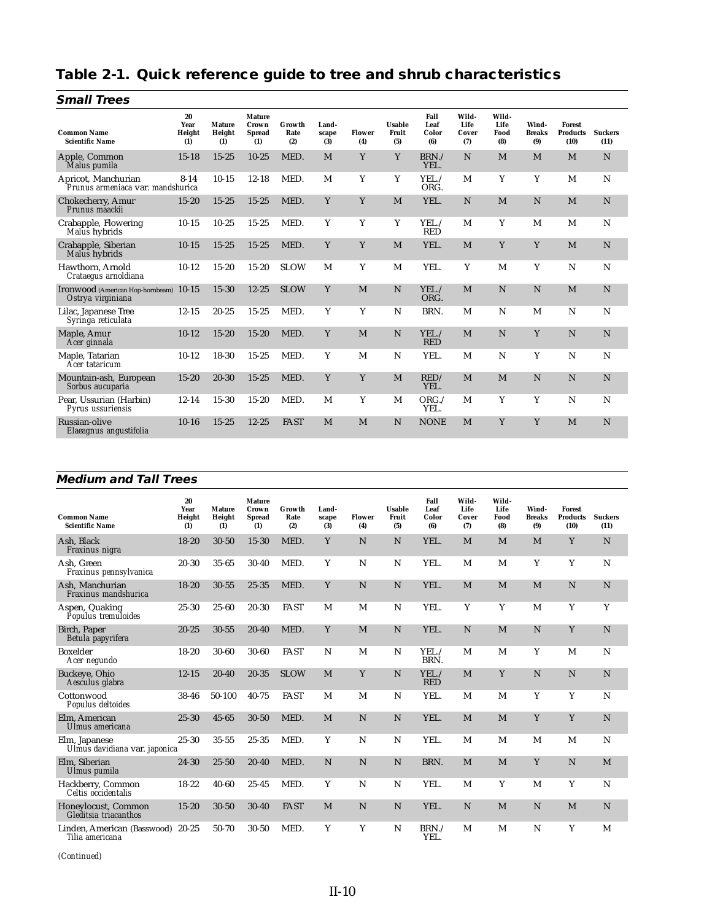## Table 2-1. Quick reference guide to tree and shrub characteristics

### Small Trees

| Common Name *Scientific Name* | 20 Year Height (1) | Mature Height (1) | Mature Crown Spread (1) | Growth Rate (2) | Land-scape (3) | Flower (4) | Usable Fruit (5) | Fall Leaf Color (6) | Wild-Life Cover (7) | Wild-Life Food (8) | Wind-Breaks (9) | Forest Products (10) | Suckers (11) |
|---|---|---|---|---|---|---|---|---|---|---|---|---|---|
| Apple, Common *Malus pumila* | 15-18 | 15-25 | 10-25 | MED. | M | Y | Y | BRN./ YEL. | N | M | M | M | N |
| Apricot, Manchurian *Prunus armeniaca var. mandshurica* | 8-14 | 10-15 | 12-18 | MED. | M | Y | Y | YEL./ ORG. | M | Y | Y | M | N |
| Chokecherry, Amur *Prunus maackii* | 15-20 | 15-25 | 15-25 | MED. | Y | Y | M | YEL. | N | M | N | M | N |
| Crabapple, Flowering *Malus hybrids* | 10-15 | 10-25 | 15-25 | MED. | Y | Y | Y | YEL./ RED | M | Y | M | M | N |
| Crabapple, Siberian *Malus hybrids* | 10-15 | 15-25 | 15-25 | MED. | Y | Y | M | YEL. | M | Y | Y | M | N |
| Hawthorn, Arnold *Crataegus arnoldiana* | 10-12 | 15-20 | 15-20 | SLOW | M | Y | M | YEL. | Y | M | Y | N | N |
| Ironwood (American Hop-hornbeam) *Ostrya virginiana* | 10-15 | 15-30 | 12-25 | SLOW | Y | M | N | YEL./ ORG. | M | N | N | M | N |
| Lilac, Japanese Tree *Syringa reticulata* | 12-15 | 20-25 | 15-25 | MED. | Y | Y | N | BRN. | M | N | M | N | N |
| Maple, Amur *Acer ginnala* | 10-12 | 15-20 | 15-20 | MED. | Y | M | N | YEL./ RED | M | N | Y | N | N |
| Maple, Tatarian *Acer tataricum* | 10-12 | 18-30 | 15-25 | MED. | Y | M | N | YEL. | M | N | Y | N | N |
| Mountain-ash, European *Sorbus aucuparia* | 15-20 | 20-30 | 15-25 | MED. | Y | Y | M | RED/ YEL. | M | M | N | N | N |
| Pear, Ussurian (Harbin) *Pyrus ussuriensis* | 12-14 | 15-30 | 15-20 | MED. | M | Y | M | ORG./ YEL. | M | Y | Y | N | N |
| Russian-olive *Elaeagnus angustifolia* | 10-16 | 15-25 | 12-25 | FAST | M | M | N | NONE | M | Y | Y | M | N |

### Medium and Tall Trees

| Common Name *Scientific Name* | 20 Year Height (1) | Mature Height (1) | Mature Crown Spread (1) | Growth Rate (2) | Land-scape (3) | Flower (4) | Usable Fruit (5) | Fall Leaf Color (6) | Wild-Life Cover (7) | Wild-Life Food (8) | Wind-Breaks (9) | Forest Products (10) | Suckers (11) |
|---|---|---|---|---|---|---|---|---|---|---|---|---|---|
| Ash, Black *Fraxinus nigra* | 18-20 | 30-50 | 15-30 | MED. | Y | N | N | YEL. | M | M | M | Y | N |
| Ash, Green *Fraxinus pennsylvanica* | 20-30 | 35-65 | 30-40 | MED. | Y | N | N | YEL. | M | M | Y | Y | N |
| Ash, Manchurian *Fraxinus mandshurica* | 18-20 | 30-55 | 25-35 | MED. | Y | N | N | YEL. | M | M | M | N | N |
| Aspen, Quaking *Populus tremuloides* | 25-30 | 25-60 | 20-30 | FAST | M | M | N | YEL. | Y | Y | M | Y | Y |
| Birch, Paper *Betula papyrifera* | 20-25 | 30-55 | 20-40 | MED. | Y | M | N | YEL. | N | M | N | Y | N |
| Boxelder *Acer negundo* | 18-20 | 30-60 | 30-60 | FAST | N | M | N | YEL./ BRN. | M | M | Y | M | N |
| Buckeye, Ohio *Aesculus glabra* | 12-15 | 20-40 | 20-35 | SLOW | M | Y | N | YEL./ RED | M | Y | N | N | N |
| Cottonwood *Populus deltoides* | 38-46 | 50-100 | 40-75 | FAST | M | M | N | YEL. | M | M | Y | Y | N |
| Elm, American *Ulmus americana* | 25-30 | 45-65 | 30-50 | MED. | M | N | N | YEL. | M | M | Y | Y | N |
| Elm, Japanese *Ulmus davidiana var. japonica* | 25-30 | 35-55 | 25-35 | MED. | Y | N | N | YEL. | M | M | M | M | N |
| Elm, Siberian *Ulmus pumila* | 24-30 | 25-50 | 20-40 | MED. | N | N | N | BRN. | M | M | Y | N | M |
| Hackberry, Common *Celtis occidentalis* | 18-22 | 40-60 | 25-45 | MED. | Y | N | N | YEL. | M | Y | M | Y | N |
| Honeylocust, Common *Gleditsia triacanthos* | 15-20 | 30-50 | 30-40 | FAST | M | N | N | YEL. | N | M | N | M | N |
| Linden, American (Basswood) *Tilia americana* | 20-25 | 50-70 | 30-50 | MED. | Y | Y | N | BRN./ YEL. | M | M | N | Y | M |

*(Continued)*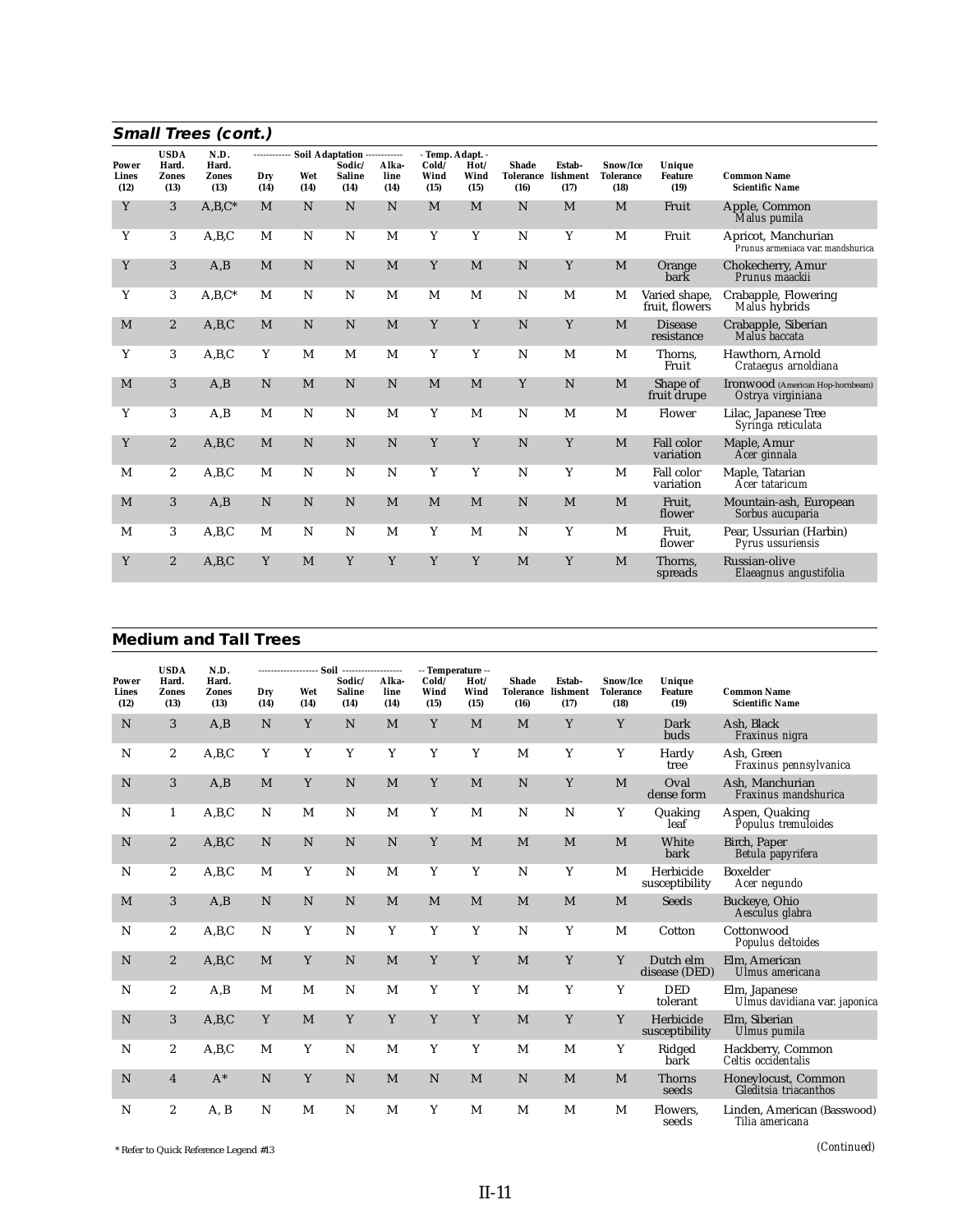## Small Trees (cont.)

| Power Lines (12) | USDA Hard. Zones (13) | N.D. Hard. Zones (13) | Soil Adaptation Dry (14) | Wet (14) | Sodic/ Saline (14) | Alka- line (14) | Temp. Adapt. Cold/ Wind (15) | Hot/ Wind (15) | Shade Tolerance (16) | Estab- lishment (17) | Snow/Ice Tolerance (18) | Unique Feature (19) | Common Name *Scientific Name* |
|---|---|---|---|---|---|---|---|---|---|---|---|---|---|
| Y | 3 | A,B,C* | M | N | N | N | M | M | N | M | M | Fruit | Apple, Common *Malus pumila* |
| Y | 3 | A,B,C | M | N | N | M | Y | Y | N | Y | M | Fruit | Apricot, Manchurian *Prunus armeniaca var. mandshurica* |
| Y | 3 | A,B | M | N | N | M | Y | M | N | Y | M | Orange bark | Chokecherry, Amur *Prunus maackii* |
| Y | 3 | A,B,C* | M | N | N | M | M | M | N | M | M | Varied shape, fruit, flowers | Crabapple, Flowering *Malus hybrids* |
| M | 2 | A,B,C | M | N | N | M | Y | Y | N | Y | M | Disease resistance | Crabapple, Siberian *Malus baccata* |
| Y | 3 | A,B,C | Y | M | M | M | Y | Y | N | M | M | Thorns, Fruit | Hawthorn, Arnold *Crataegus arnoldiana* |
| M | 3 | A,B | N | M | N | N | M | M | Y | N | M | Shape of fruit drupe | Ironwood (American Hop-hornbeam) *Ostrya virginiana* |
| Y | 3 | A,B | M | N | N | M | Y | M | N | M | M | Flower | Lilac, Japanese Tree *Syringa reticulata* |
| Y | 2 | A,B,C | M | N | N | N | Y | Y | N | Y | M | Fall color variation | Maple, Amur *Acer ginnala* |
| M | 2 | A,B,C | M | N | N | N | Y | Y | N | Y | M | Fall color variation | Maple, Tatarian *Acer tataricum* |
| M | 3 | A,B | N | N | N | M | M | M | N | M | M | Fruit, flower | Mountain-ash, European *Sorbus aucuparia* |
| M | 3 | A,B,C | M | N | N | M | Y | M | N | Y | M | Fruit, flower | Pear, Ussurian (Harbin) *Pyrus ussuriensis* |
| Y | 2 | A,B,C | Y | M | Y | Y | Y | Y | M | Y | M | Thorns, spreads | Russian-olive *Elaeagnus angustifolia* |

## Medium and Tall Trees

| Power Lines (12) | USDA Hard. Zones (13) | N.D. Hard. Zones (13) | Soil Dry (14) | Wet (14) | Sodic/ Saline (14) | Alka- line (14) | Temperature Cold/ Wind (15) | Hot/ Wind (15) | Shade Tolerance (16) | Estab- lishment (17) | Snow/Ice Tolerance (18) | Unique Feature (19) | Common Name *Scientific Name* |
|---|---|---|---|---|---|---|---|---|---|---|---|---|---|
| N | 3 | A,B | N | Y | N | M | Y | M | M | Y | Y | Dark buds | Ash, Black *Fraxinus nigra* |
| N | 2 | A,B,C | Y | Y | Y | Y | Y | Y | M | Y | Y | Hardy tree | Ash, Green *Fraxinus pennsylvanica* |
| N | 3 | A,B | M | Y | N | M | Y | M | N | Y | M | Oval dense form | Ash, Manchurian *Fraxinus mandshurica* |
| N | 1 | A,B,C | N | M | N | M | Y | M | N | N | Y | Quaking leaf | Aspen, Quaking *Populus tremuloides* |
| N | 2 | A,B,C | N | N | N | N | Y | M | M | M | M | White bark | Birch, Paper *Betula papyrifera* |
| N | 2 | A,B,C | M | Y | N | M | Y | Y | N | Y | M | Herbicide susceptibility | Boxelder *Acer negundo* |
| M | 3 | A,B | N | N | N | M | M | M | M | M | M | Seeds | Buckeye, Ohio *Aesculus glabra* |
| N | 2 | A,B,C | N | Y | N | Y | Y | Y | N | Y | M | Cotton | Cottonwood *Populus deltoides* |
| N | 2 | A,B,C | M | Y | N | M | Y | Y | M | Y | Y | Dutch elm disease (DED) | Elm, American *Ulmus americana* |
| N | 2 | A,B | M | M | N | M | Y | Y | M | Y | Y | DED tolerant | Elm, Japanese *Ulmus davidiana var. japonica* |
| N | 3 | A,B,C | Y | M | Y | Y | Y | Y | M | Y | Y | Herbicide susceptibility | Elm, Siberian *Ulmus pumila* |
| N | 2 | A,B,C | M | Y | N | M | Y | Y | M | M | Y | Ridged bark | Hackberry, Common *Celtis occidentalis* |
| N | 4 | A* | N | Y | N | M | N | M | N | M | M | Thorns seeds | Honeylocust, Common *Gleditsia triacanthos* |
| N | 2 | A, B | N | M | N | M | Y | M | M | M | M | Flowers, seeds | Linden, American (Basswood) *Tilia americana* |

* Refer to Quick Reference Legend #13

*(Continued)*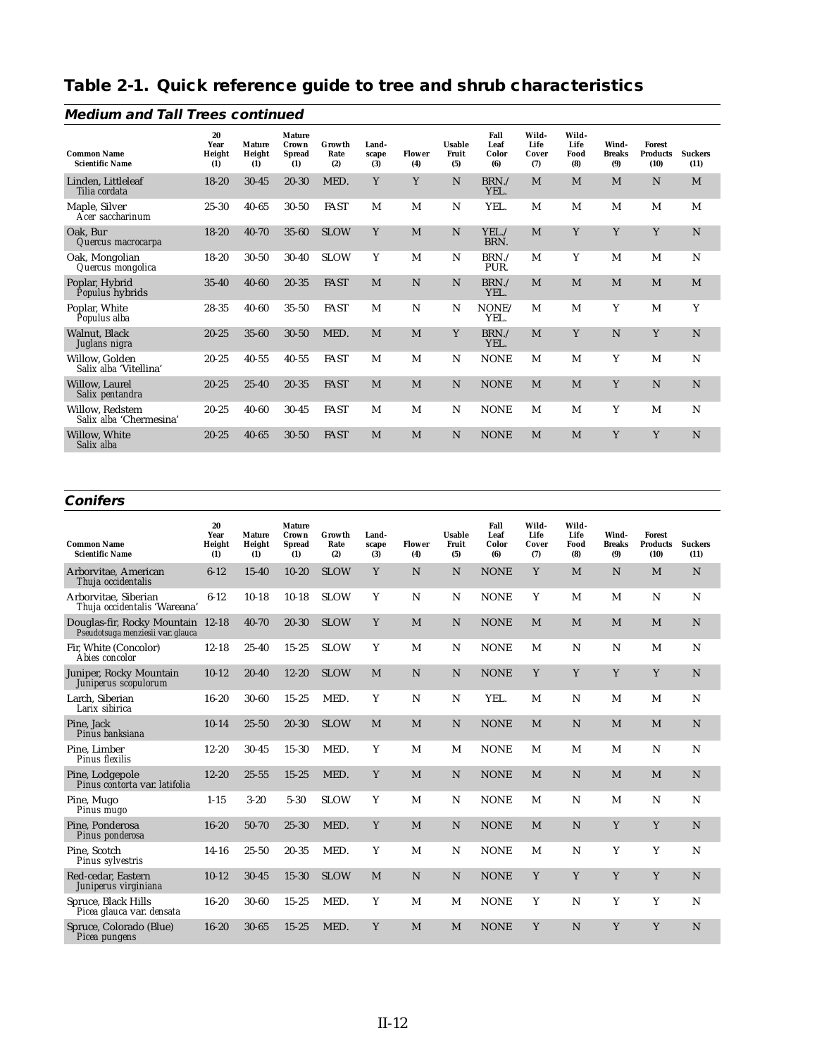## Table 2-1. Quick reference guide to tree and shrub characteristics

### *Medium and Tall Trees continued*

| Common Name *Scientific Name* | 20 Year Height (1) | Mature Height (1) | Mature Crown Spread (1) | Growth Rate (2) | Land-scape (3) | Flower (4) | Usable Fruit (5) | Fall Leaf Color (6) | Wild-Life Cover (7) | Wild-Life Food (8) | Wind-Breaks (9) | Forest Products (10) | Suckers (11) |
|---|---|---|---|---|---|---|---|---|---|---|---|---|---|
| Linden, Littleleaf *Tilia cordata* | 18-20 | 30-45 | 20-30 | MED. | Y | Y | N | BRN./ YEL. | M | M | M | N | M |
| Maple, Silver *Acer saccharinum* | 25-30 | 40-65 | 30-50 | FAST | M | M | N | YEL. | M | M | M | M | M |
| Oak, Bur *Quercus macrocarpa* | 18-20 | 40-70 | 35-60 | SLOW | Y | M | N | YEL./ BRN. | M | Y | Y | Y | N |
| Oak, Mongolian *Quercus mongolica* | 18-20 | 30-50 | 30-40 | SLOW | Y | M | N | BRN./ PUR. | M | Y | M | M | N |
| Poplar, Hybrid *Populus hybrids* | 35-40 | 40-60 | 20-35 | FAST | M | N | N | BRN./ YEL. | M | M | M | M | M |
| Poplar, White *Populus alba* | 28-35 | 40-60 | 35-50 | FAST | M | N | N | NONE/ YEL. | M | M | Y | M | Y |
| Walnut, Black *Juglans nigra* | 20-25 | 35-60 | 30-50 | MED. | M | M | Y | BRN./ YEL. | M | Y | N | Y | N |
| Willow, Golden *Salix alba 'Vitellina'* | 20-25 | 40-55 | 40-55 | FAST | M | M | N | NONE | M | M | Y | M | N |
| Willow, Laurel *Salix pentandra* | 20-25 | 25-40 | 20-35 | FAST | M | M | N | NONE | M | M | Y | N | N |
| Willow, Redstem *Salix alba 'Chermesina'* | 20-25 | 40-60 | 30-45 | FAST | M | M | N | NONE | M | M | Y | M | N |
| Willow, White *Salix alba* | 20-25 | 40-65 | 30-50 | FAST | M | M | N | NONE | M | M | Y | Y | N |

### *Conifers*

| Common Name *Scientific Name* | 20 Year Height (1) | Mature Height (1) | Mature Crown Spread (1) | Growth Rate (2) | Land-scape (3) | Flower (4) | Usable Fruit (5) | Fall Leaf Color (6) | Wild-Life Cover (7) | Wild-Life Food (8) | Wind-Breaks (9) | Forest Products (10) | Suckers (11) |
|---|---|---|---|---|---|---|---|---|---|---|---|---|---|
| Arborvitae, American *Thuja occidentalis* | 6-12 | 15-40 | 10-20 | SLOW | Y | N | N | NONE | Y | M | N | M | N |
| Arborvitae, Siberian *Thuja occidentalis 'Wareana'* | 6-12 | 10-18 | 10-18 | SLOW | Y | N | N | NONE | Y | M | M | N | N |
| Douglas-fir, Rocky Mountain *Pseudotsuga menziesii var. glauca* | 12-18 | 40-70 | 20-30 | SLOW | Y | M | N | NONE | M | M | M | M | N |
| Fir, White (Concolor) *Abies concolor* | 12-18 | 25-40 | 15-25 | SLOW | Y | M | N | NONE | M | N | N | M | N |
| Juniper, Rocky Mountain *Juniperus scopulorum* | 10-12 | 20-40 | 12-20 | SLOW | M | N | N | NONE | Y | Y | Y | Y | N |
| Larch, Siberian *Larix sibirica* | 16-20 | 30-60 | 15-25 | MED. | Y | N | N | YEL. | M | N | M | M | N |
| Pine, Jack *Pinus banksiana* | 10-14 | 25-50 | 20-30 | SLOW | M | M | N | NONE | M | N | M | M | N |
| Pine, Limber *Pinus flexilis* | 12-20 | 30-45 | 15-30 | MED. | Y | M | M | NONE | M | M | M | N | N |
| Pine, Lodgepole *Pinus contorta var. latifolia* | 12-20 | 25-55 | 15-25 | MED. | Y | M | N | NONE | M | N | M | M | N |
| Pine, Mugo *Pinus mugo* | 1-15 | 3-20 | 5-30 | SLOW | Y | M | N | NONE | M | N | M | N | N |
| Pine, Ponderosa *Pinus ponderosa* | 16-20 | 50-70 | 25-30 | MED. | Y | M | N | NONE | M | N | Y | Y | N |
| Pine, Scotch *Pinus sylvestris* | 14-16 | 25-50 | 20-35 | MED. | Y | M | N | NONE | M | N | Y | Y | N |
| Red-cedar, Eastern *Juniperus virginiana* | 10-12 | 30-45 | 15-30 | SLOW | M | N | N | NONE | Y | Y | Y | Y | N |
| Spruce, Black Hills *Picea glauca var. densata* | 16-20 | 30-60 | 15-25 | MED. | Y | M | M | NONE | Y | N | Y | Y | N |
| Spruce, Colorado (Blue) *Picea pungens* | 16-20 | 30-65 | 15-25 | MED. | Y | M | M | NONE | Y | N | Y | Y | N |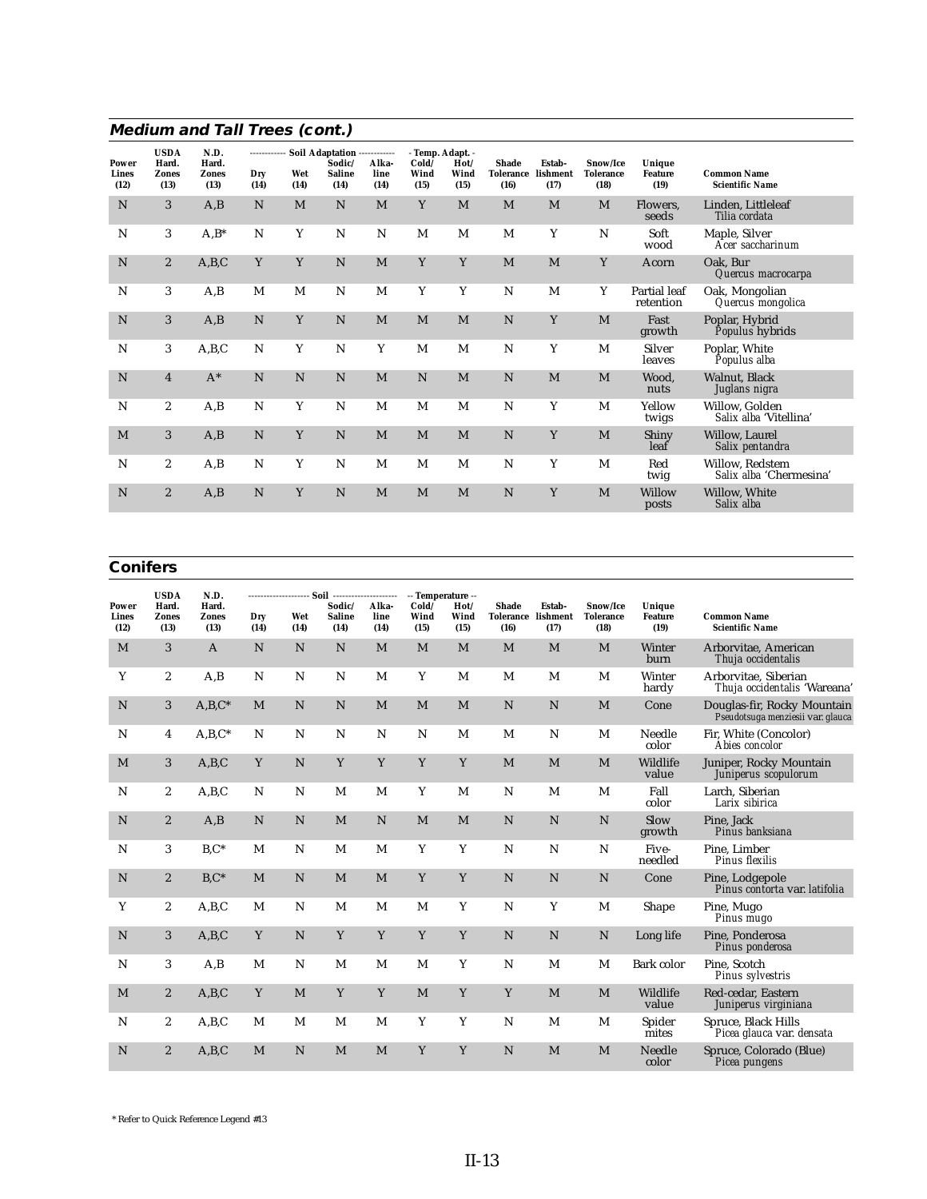## Medium and Tall Trees (cont.)

| Power Lines (12) | USDA Hard. Zones (13) | N.D. Hard. Zones (13) | Soil Adaptation Dry (14) | Wet (14) | Sodic/ Saline (14) | Alka- line (14) | Temp. Adapt. Cold/ Wind (15) | Hot/ Wind (15) | Shade Tolerance (16) | Estab- lishment (17) | Snow/Ice Tolerance (18) | Unique Feature (19) | Common Name *Scientific Name* |
|---|---|---|---|---|---|---|---|---|---|---|---|---|---|
| N | 3 | A,B | N | M | N | M | Y | M | M | M | M | Flowers, seeds | Linden, Littleleaf *Tilia cordata* |
| N | 3 | A,B* | N | Y | N | N | M | M | M | Y | N | Soft wood | Maple, Silver *Acer saccharinum* |
| N | 2 | A,B,C | Y | Y | N | M | Y | Y | M | M | Y | Acorn | Oak, Bur *Quercus macrocarpa* |
| N | 3 | A,B | M | M | N | M | Y | Y | N | M | Y | Partial leaf retention | Oak, Mongolian *Quercus mongolica* |
| N | 3 | A,B | N | Y | N | M | M | M | N | Y | M | Fast growth | Poplar, Hybrid *Populus hybrids* |
| N | 3 | A,B,C | N | Y | N | Y | M | M | N | Y | M | Silver leaves | Poplar, White *Populus alba* |
| N | 4 | A* | N | N | N | M | N | M | N | M | M | Wood, nuts | Walnut, Black *Juglans nigra* |
| N | 2 | A,B | N | Y | N | M | M | M | N | Y | M | Yellow twigs | Willow, Golden *Salix alba 'Vitellina'* |
| M | 3 | A,B | N | Y | N | M | M | M | N | Y | M | Shiny leaf | Willow, Laurel *Salix pentandra* |
| N | 2 | A,B | N | Y | N | M | M | M | N | Y | M | Red twig | Willow, Redstem *Salix alba 'Chermesina'* |
| N | 2 | A,B | N | Y | N | M | M | M | N | Y | M | Willow posts | Willow, White *Salix alba* |

## Conifers

| Power Lines (12) | USDA Hard. Zones (13) | N.D. Hard. Zones (13) | Soil Dry (14) | Wet (14) | Sodic/ Saline (14) | Alka- line (14) | Temperature Cold/ Wind (15) | Hot/ Wind (15) | Shade Tolerance (16) | Estab- lishment (17) | Snow/Ice Tolerance (18) | Unique Feature (19) | Common Name *Scientific Name* |
|---|---|---|---|---|---|---|---|---|---|---|---|---|---|
| M | 3 | A | N | N | N | M | M | M | M | M | M | Winter burn | Arborvitae, American *Thuja occidentalis* |
| Y | 2 | A,B | N | N | N | M | Y | M | M | M | M | Winter hardy | Arborvitae, Siberian *Thuja occidentalis 'Wareana'* |
| N | 3 | A,B,C* | M | N | N | M | M | M | N | N | M | Cone | Douglas-fir, Rocky Mountain *Pseudotsuga menziesii var. glauca* |
| N | 4 | A,B,C* | N | N | N | N | N | M | M | N | M | Needle color | Fir, White (Concolor) *Abies concolor* |
| M | 3 | A,B,C | Y | N | Y | Y | Y | Y | M | M | M | Wildlife value | Juniper, Rocky Mountain *Juniperus scopulorum* |
| N | 2 | A,B,C | N | N | M | M | Y | M | N | M | M | Fall color | Larch, Siberian *Larix sibirica* |
| N | 2 | A,B | N | N | M | N | M | M | N | N | N | Slow growth | Pine, Jack *Pinus banksiana* |
| N | 3 | B,C* | M | N | M | M | Y | Y | N | N | N | Five-needled | Pine, Limber *Pinus flexilis* |
| N | 2 | B,C* | M | N | M | M | Y | Y | N | N | N | Cone | Pine, Lodgepole *Pinus contorta var. latifolia* |
| Y | 2 | A,B,C | M | N | M | M | M | Y | N | Y | M | Shape | Pine, Mugo *Pinus mugo* |
| N | 3 | A,B,C | Y | N | Y | Y | Y | Y | N | N | N | Long life | Pine, Ponderosa *Pinus ponderosa* |
| N | 3 | A,B | M | N | M | M | M | Y | N | M | M | Bark color | Pine, Scotch *Pinus sylvestris* |
| M | 2 | A,B,C | Y | M | Y | Y | M | Y | Y | M | M | Wildlife value | Red-cedar, Eastern *Juniperus virginiana* |
| N | 2 | A,B,C | M | M | M | M | Y | Y | N | M | M | Spider mites | Spruce, Black Hills *Picea glauca var. densata* |
| N | 2 | A,B,C | M | N | M | M | Y | Y | N | M | M | Needle color | Spruce, Colorado (Blue) *Picea pungens* |

\* Refer to Quick Reference Legend #13